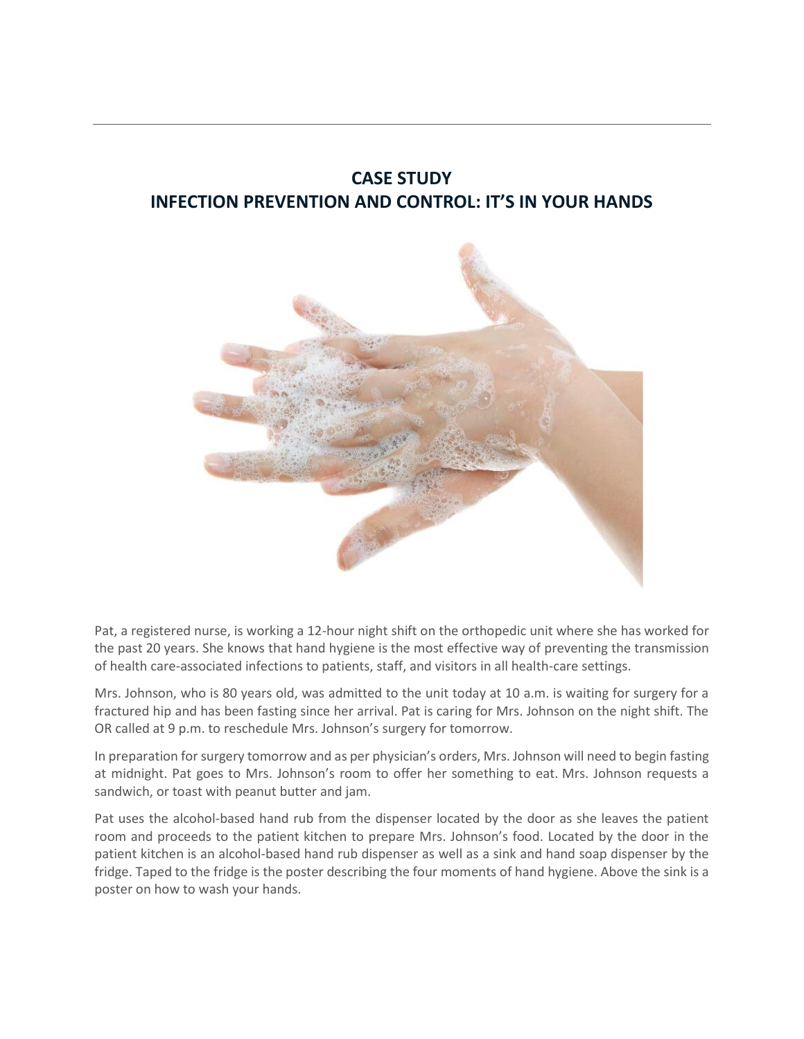# CASE STUDY
# INFECTION PREVENTION AND CONTROL: IT'S IN YOUR HANDS

Pat, a registered nurse, is working a 12-hour night shift on the orthopedic unit where she has worked for the past 20 years. She knows that hand hygiene is the most effective way of preventing the transmission of health care-associated infections to patients, staff, and visitors in all health-care settings.

Mrs. Johnson, who is 80 years old, was admitted to the unit today at 10 a.m. is waiting for surgery for a fractured hip and has been fasting since her arrival. Pat is caring for Mrs. Johnson on the night shift. The OR called at 9 p.m. to reschedule Mrs. Johnson's surgery for tomorrow.

In preparation for surgery tomorrow and as per physician's orders, Mrs. Johnson will need to begin fasting at midnight. Pat goes to Mrs. Johnson's room to offer her something to eat. Mrs. Johnson requests a sandwich, or toast with peanut butter and jam.

Pat uses the alcohol-based hand rub from the dispenser located by the door as she leaves the patient room and proceeds to the patient kitchen to prepare Mrs. Johnson's food. Located by the door in the patient kitchen is an alcohol-based hand rub dispenser as well as a sink and hand soap dispenser by the fridge. Taped to the fridge is the poster describing the four moments of hand hygiene. Above the sink is a poster on how to wash your hands.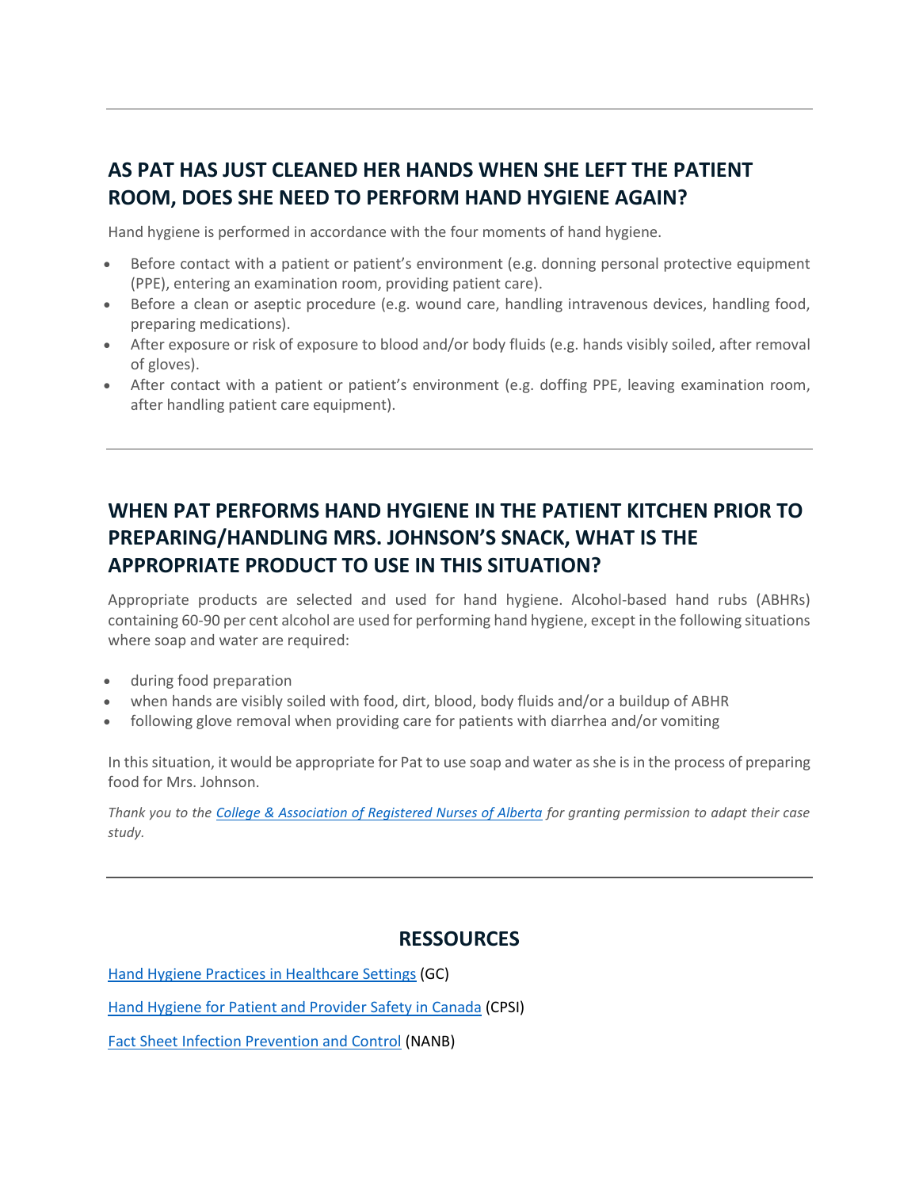## AS PAT HAS JUST CLEANED HER HANDS WHEN SHE LEFT THE PATIENT ROOM, DOES SHE NEED TO PERFORM HAND HYGIENE AGAIN?

Hand hygiene is performed in accordance with the four moments of hand hygiene.

- Before contact with a patient or patient's environment (e.g. donning personal protective equipment (PPE), entering an examination room, providing patient care).
- Before a clean or aseptic procedure (e.g. wound care, handling intravenous devices, handling food, preparing medications).
- After exposure or risk of exposure to blood and/or body fluids (e.g. hands visibly soiled, after removal of gloves).
- After contact with a patient or patient's environment (e.g. doffing PPE, leaving examination room, after handling patient care equipment).

---

## WHEN PAT PERFORMS HAND HYGIENE IN THE PATIENT KITCHEN PRIOR TO PREPARING/HANDLING MRS. JOHNSON'S SNACK, WHAT IS THE APPROPRIATE PRODUCT TO USE IN THIS SITUATION?

Appropriate products are selected and used for hand hygiene. Alcohol-based hand rubs (ABHRs) containing 60-90 per cent alcohol are used for performing hand hygiene, except in the following situations where soap and water are required:

- during food preparation
- when hands are visibly soiled with food, dirt, blood, body fluids and/or a buildup of ABHR
- following glove removal when providing care for patients with diarrhea and/or vomiting

In this situation, it would be appropriate for Pat to use soap and water as she is in the process of preparing food for Mrs. Johnson.

*Thank you to the College & Association of Registered Nurses of Alberta for granting permission to adapt their case study.*

---

## RESSOURCES

Hand Hygiene Practices in Healthcare Settings (GC)

Hand Hygiene for Patient and Provider Safety in Canada (CPSI)

Fact Sheet Infection Prevention and Control (NANB)